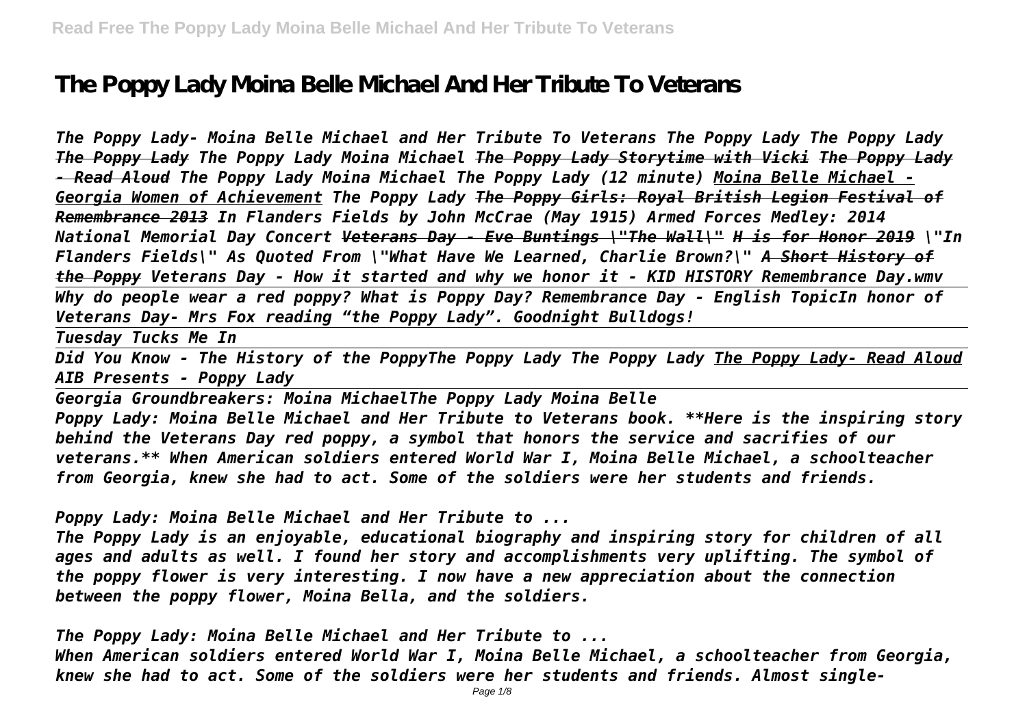# The Poppy Lady Moina Belle Michael And Her Tribute To Veterans

*The Poppy Lady- Moina Belle Michael and Her Tribute To Veterans The Poppy Lady The Poppy Lady The Poppy Lady The Poppy Lady Moina Michael The Poppy Lady Storytime with Vicki The Poppy Lady - Read Aloud The Poppy Lady Moina Michael The Poppy Lady (12 minute) Moina Belle Michael - Georgia Women of Achievement The Poppy Lady The Poppy Girls: Royal British Legion Festival of Remembrance 2013 In Flanders Fields by John McCrae (May 1915) Armed Forces Medley: 2014 National Memorial Day Concert Veterans Day - Eve Buntings "The Wall" H is for Honor 2019 "In Flanders Fields" As Quoted From "What Have We Learned, Charlie Brown?" A Short History of the Poppy Veterans Day - How it started and why we honor it - KID HISTORY Remembrance Day.wmv*

*Why do people wear a red poppy? What is Poppy Day? Remembrance Day - English TopicIn honor of Veterans Day- Mrs Fox reading "the Poppy Lady". Goodnight Bulldogs!*

*Tuesday Tucks Me In*

*Did You Know - The History of the PoppyThe Poppy Lady The Poppy Lady The Poppy Lady- Read Aloud AIB Presents - Poppy Lady*

*Georgia Groundbreakers: Moina MichaelThe Poppy Lady Moina Belle*

*Poppy Lady: Moina Belle Michael and Her Tribute to Veterans book. **Here is the inspiring story behind the Veterans Day red poppy, a symbol that honors the service and sacrifies of our veterans.** When American soldiers entered World War I, Moina Belle Michael, a schoolteacher from Georgia, knew she had to act. Some of the soldiers were her students and friends.*

*Poppy Lady: Moina Belle Michael and Her Tribute to ...*

*The Poppy Lady is an enjoyable, educational biography and inspiring story for children of all ages and adults as well. I found her story and accomplishments very uplifting. The symbol of the poppy flower is very interesting. I now have a new appreciation about the connection between the poppy flower, Moina Bella, and the soldiers.*

*The Poppy Lady: Moina Belle Michael and Her Tribute to ...*

*When American soldiers entered World War I, Moina Belle Michael, a schoolteacher from Georgia, knew she had to act. Some of the soldiers were her students and friends. Almost single-*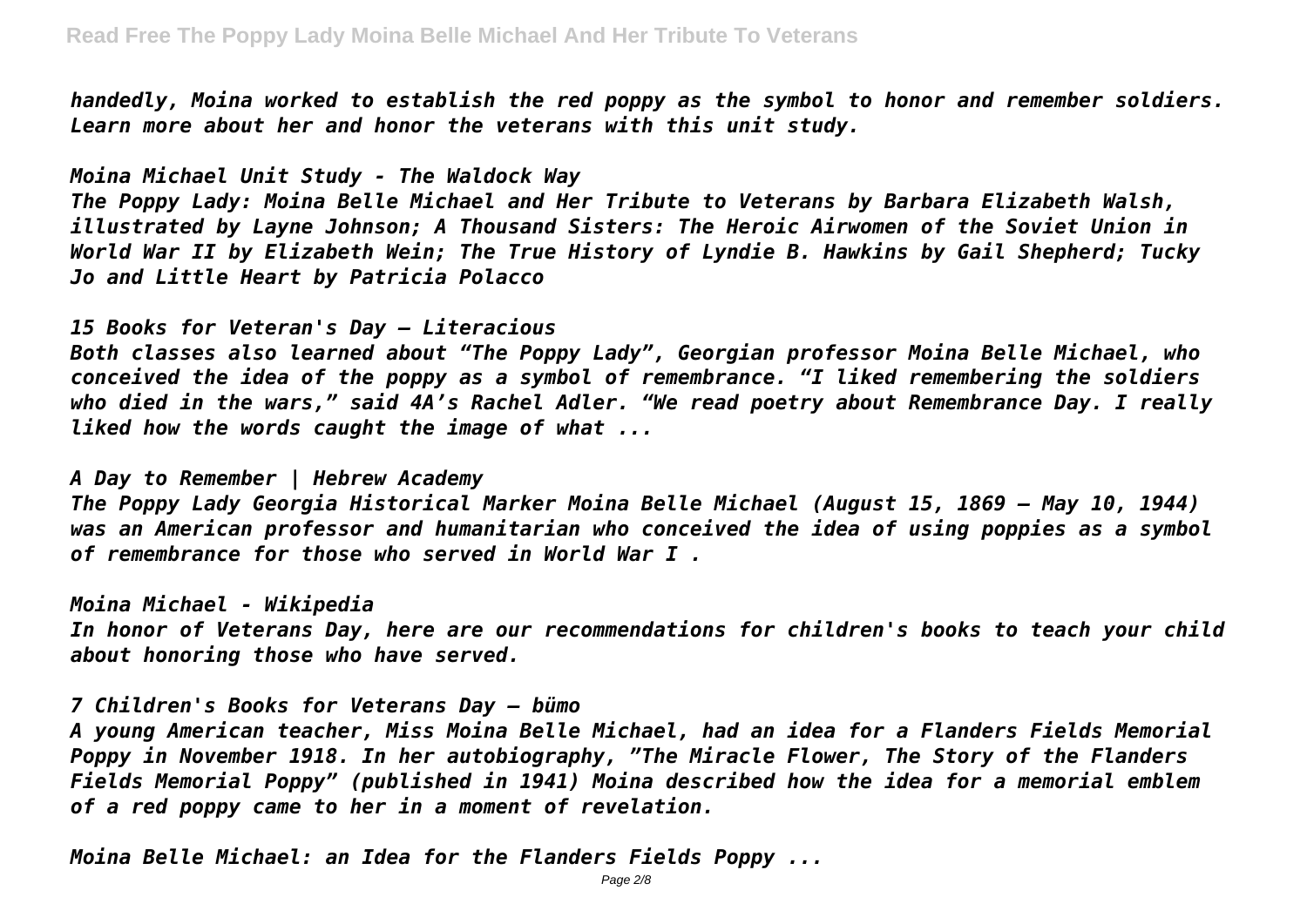*handedly, Moina worked to establish the red poppy as the symbol to honor and remember soldiers. Learn more about her and honor the veterans with this unit study.*

*Moina Michael Unit Study - The Waldock Way*

*The Poppy Lady: Moina Belle Michael and Her Tribute to Veterans by Barbara Elizabeth Walsh, illustrated by Layne Johnson; A Thousand Sisters: The Heroic Airwomen of the Soviet Union in World War II by Elizabeth Wein; The True History of Lyndie B. Hawkins by Gail Shepherd; Tucky Jo and Little Heart by Patricia Polacco*

*15 Books for Veteran's Day – Literacious*

*Both classes also learned about "The Poppy Lady", Georgian professor Moina Belle Michael, who conceived the idea of the poppy as a symbol of remembrance. "I liked remembering the soldiers who died in the wars," said 4A's Rachel Adler. "We read poetry about Remembrance Day. I really liked how the words caught the image of what ...*

*A Day to Remember | Hebrew Academy*

*The Poppy Lady Georgia Historical Marker Moina Belle Michael (August 15, 1869 – May 10, 1944) was an American professor and humanitarian who conceived the idea of using poppies as a symbol of remembrance for those who served in World War I .*

*Moina Michael - Wikipedia*

*In honor of Veterans Day, here are our recommendations for children's books to teach your child about honoring those who have served.*

*7 Children's Books for Veterans Day – bümo*

*A young American teacher, Miss Moina Belle Michael, had an idea for a Flanders Fields Memorial Poppy in November 1918. In her autobiography, "The Miracle Flower, The Story of the Flanders Fields Memorial Poppy" (published in 1941) Moina described how the idea for a memorial emblem of a red poppy came to her in a moment of revelation.*

*Moina Belle Michael: an Idea for the Flanders Fields Poppy ...*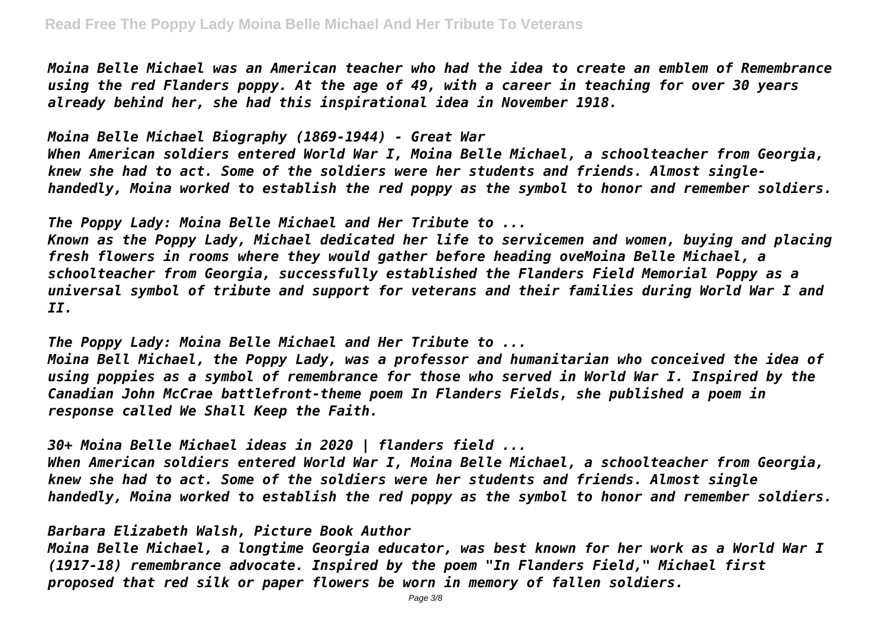*Moina Belle Michael was an American teacher who had the idea to create an emblem of Remembrance using the red Flanders poppy. At the age of 49, with a career in teaching for over 30 years already behind her, she had this inspirational idea in November 1918.*

*Moina Belle Michael Biography (1869-1944) - Great War*

*When American soldiers entered World War I, Moina Belle Michael, a schoolteacher from Georgia, knew she had to act. Some of the soldiers were her students and friends. Almost single-handedly, Moina worked to establish the red poppy as the symbol to honor and remember soldiers.*

*The Poppy Lady: Moina Belle Michael and Her Tribute to ...*

*Known as the Poppy Lady, Michael dedicated her life to servicemen and women, buying and placing fresh flowers in rooms where they would gather before heading oveMoina Belle Michael, a schoolteacher from Georgia, successfully established the Flanders Field Memorial Poppy as a universal symbol of tribute and support for veterans and their families during World War I and II.*

*The Poppy Lady: Moina Belle Michael and Her Tribute to ...*

*Moina Bell Michael, the Poppy Lady, was a professor and humanitarian who conceived the idea of using poppies as a symbol of remembrance for those who served in World War I. Inspired by the Canadian John McCrae battlefront-theme poem In Flanders Fields, she published a poem in response called We Shall Keep the Faith.*

*30+ Moina Belle Michael ideas in 2020 | flanders field ...*

*When American soldiers entered World War I, Moina Belle Michael, a schoolteacher from Georgia, knew she had to act. Some of the soldiers were her students and friends. Almost single handedly, Moina worked to establish the red poppy as the symbol to honor and remember soldiers.*

*Barbara Elizabeth Walsh, Picture Book Author*

*Moina Belle Michael, a longtime Georgia educator, was best known for her work as a World War I (1917-18) remembrance advocate. Inspired by the poem "In Flanders Field," Michael first proposed that red silk or paper flowers be worn in memory of fallen soldiers.*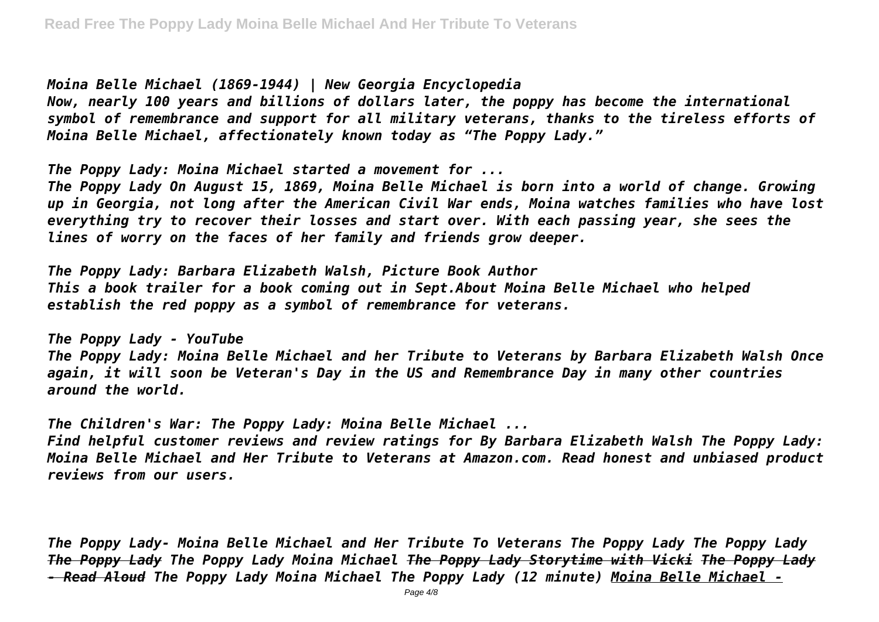*Moina Belle Michael (1869-1944) | New Georgia Encyclopedia*

*Now, nearly 100 years and billions of dollars later, the poppy has become the international symbol of remembrance and support for all military veterans, thanks to the tireless efforts of Moina Belle Michael, affectionately known today as "The Poppy Lady."*

*The Poppy Lady: Moina Michael started a movement for ...*

*The Poppy Lady On August 15, 1869, Moina Belle Michael is born into a world of change. Growing up in Georgia, not long after the American Civil War ends, Moina watches families who have lost everything try to recover their losses and start over. With each passing year, she sees the lines of worry on the faces of her family and friends grow deeper.*

*The Poppy Lady: Barbara Elizabeth Walsh, Picture Book Author*

*This a book trailer for a book coming out in Sept.About Moina Belle Michael who helped establish the red poppy as a symbol of remembrance for veterans.*

*The Poppy Lady - YouTube*

*The Poppy Lady: Moina Belle Michael and her Tribute to Veterans by Barbara Elizabeth Walsh Once again, it will soon be Veteran's Day in the US and Remembrance Day in many other countries around the world.*

*The Children's War: The Poppy Lady: Moina Belle Michael ...*

*Find helpful customer reviews and review ratings for By Barbara Elizabeth Walsh The Poppy Lady: Moina Belle Michael and Her Tribute to Veterans at Amazon.com. Read honest and unbiased product reviews from our users.*

*The Poppy Lady- Moina Belle Michael and Her Tribute To Veterans The Poppy Lady The Poppy Lady* ~~*The Poppy Lady*~~ *The Poppy Lady Moina Michael* ~~*The Poppy Lady Storytime with Vicki*~~ ~~*The Poppy Lady - Read Aloud*~~ *The Poppy Lady Moina Michael The Poppy Lady (12 minute)* *Moina Belle Michael -*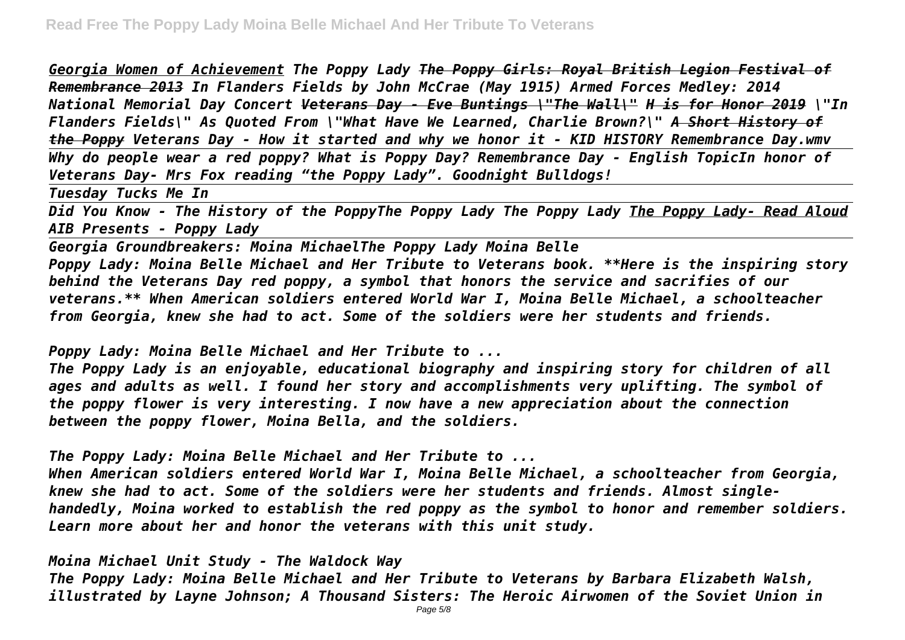*Georgia Women of Achievement The Poppy Lady ~~The Poppy Girls: Royal British Legion Festival of Remembrance 2013~~ In Flanders Fields by John McCrae (May 1915) Armed Forces Medley: 2014 National Memorial Day Concert ~~Veterans Day - Eve Buntings \"The Wall\"~~ H is for Honor 2019 \"In Flanders Fields\" As Quoted From \"What Have We Learned, Charlie Brown?\" ~~A Short History of the Poppy~~ Veterans Day - How it started and why we honor it - KID HISTORY Remembrance Day.wmv*

*Why do people wear a red poppy? What is Poppy Day? Remembrance Day - English TopicIn honor of Veterans Day- Mrs Fox reading "the Poppy Lady". Goodnight Bulldogs!*

*Tuesday Tucks Me In*

*Did You Know - The History of the PoppyThe Poppy Lady The Poppy Lady The Poppy Lady- Read Aloud AIB Presents - Poppy Lady*

*Georgia Groundbreakers: Moina MichaelThe Poppy Lady Moina Belle*

*Poppy Lady: Moina Belle Michael and Her Tribute to Veterans book. **Here is the inspiring story behind the Veterans Day red poppy, a symbol that honors the service and sacrifies of our veterans.** When American soldiers entered World War I, Moina Belle Michael, a schoolteacher from Georgia, knew she had to act. Some of the soldiers were her students and friends.*

*Poppy Lady: Moina Belle Michael and Her Tribute to ...*

*The Poppy Lady is an enjoyable, educational biography and inspiring story for children of all ages and adults as well. I found her story and accomplishments very uplifting. The symbol of the poppy flower is very interesting. I now have a new appreciation about the connection between the poppy flower, Moina Bella, and the soldiers.*

*The Poppy Lady: Moina Belle Michael and Her Tribute to ...*

*When American soldiers entered World War I, Moina Belle Michael, a schoolteacher from Georgia, knew she had to act. Some of the soldiers were her students and friends. Almost single-handedly, Moina worked to establish the red poppy as the symbol to honor and remember soldiers. Learn more about her and honor the veterans with this unit study.*

*Moina Michael Unit Study - The Waldock Way*

*The Poppy Lady: Moina Belle Michael and Her Tribute to Veterans by Barbara Elizabeth Walsh, illustrated by Layne Johnson; A Thousand Sisters: The Heroic Airwomen of the Soviet Union in*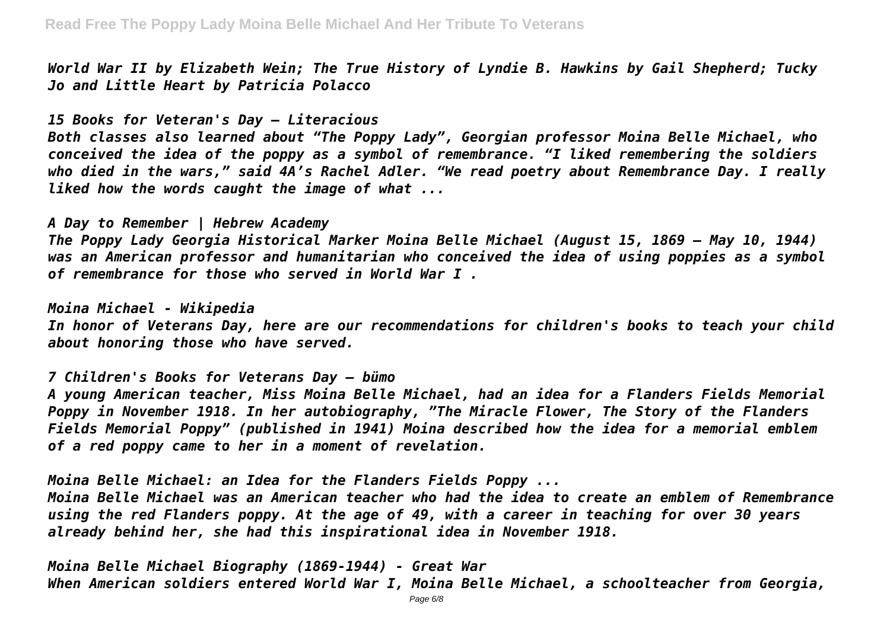*World War II by Elizabeth Wein; The True History of Lyndie B. Hawkins by Gail Shepherd; Tucky Jo and Little Heart by Patricia Polacco*

*15 Books for Veteran's Day — Literacious*

*Both classes also learned about "The Poppy Lady", Georgian professor Moina Belle Michael, who conceived the idea of the poppy as a symbol of remembrance. "I liked remembering the soldiers who died in the wars," said 4A's Rachel Adler. "We read poetry about Remembrance Day. I really liked how the words caught the image of what ...*

*A Day to Remember | Hebrew Academy*

*The Poppy Lady Georgia Historical Marker Moina Belle Michael (August 15, 1869 – May 10, 1944) was an American professor and humanitarian who conceived the idea of using poppies as a symbol of remembrance for those who served in World War I .*

*Moina Michael - Wikipedia*

*In honor of Veterans Day, here are our recommendations for children's books to teach your child about honoring those who have served.*

*7 Children's Books for Veterans Day — bümo*

*A young American teacher, Miss Moina Belle Michael, had an idea for a Flanders Fields Memorial Poppy in November 1918. In her autobiography, "The Miracle Flower, The Story of the Flanders Fields Memorial Poppy" (published in 1941) Moina described how the idea for a memorial emblem of a red poppy came to her in a moment of revelation.*

*Moina Belle Michael: an Idea for the Flanders Fields Poppy ...*

*Moina Belle Michael was an American teacher who had the idea to create an emblem of Remembrance using the red Flanders poppy. At the age of 49, with a career in teaching for over 30 years already behind her, she had this inspirational idea in November 1918.*

*Moina Belle Michael Biography (1869-1944) - Great War*

*When American soldiers entered World War I, Moina Belle Michael, a schoolteacher from Georgia,*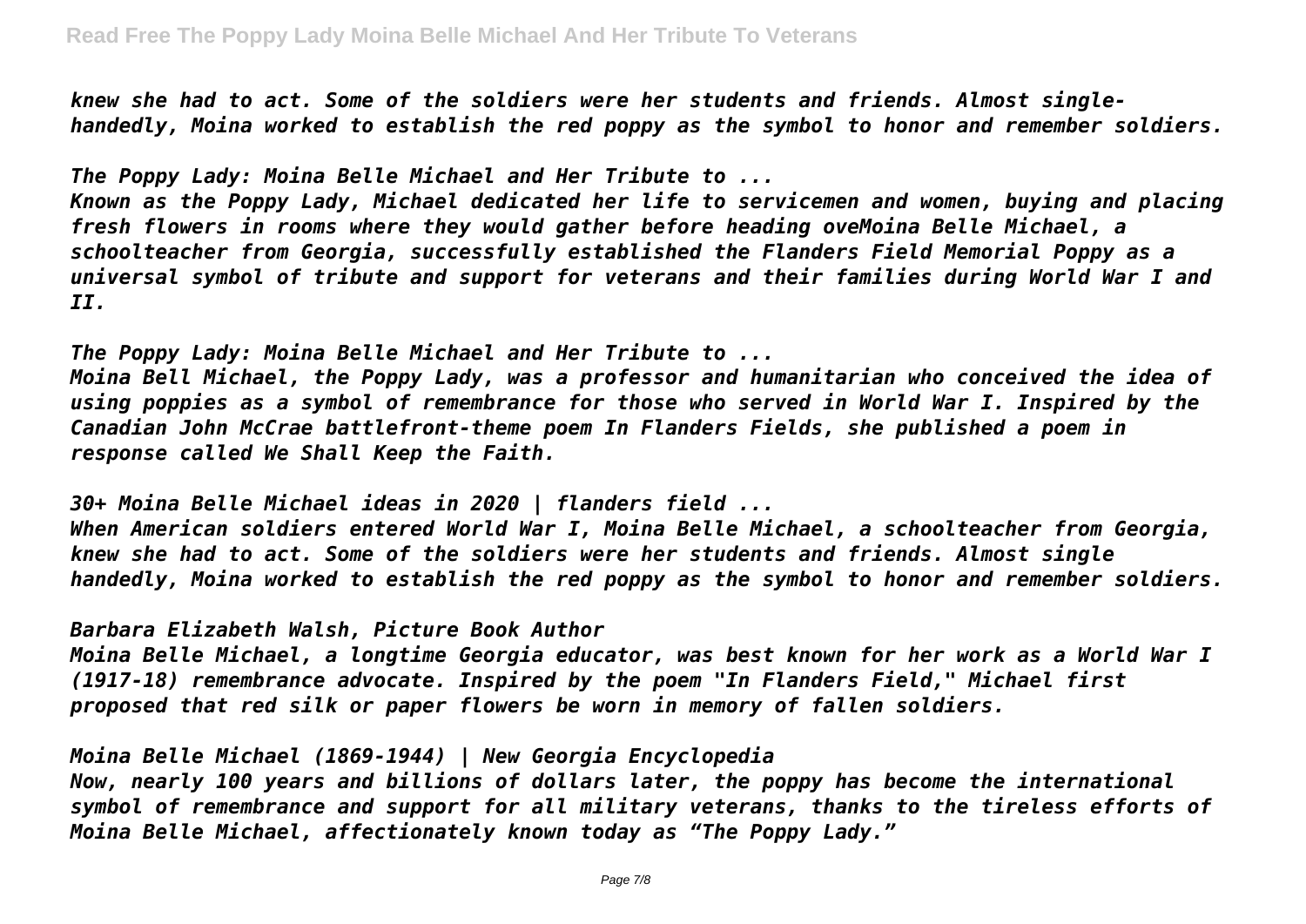*knew she had to act. Some of the soldiers were her students and friends. Almost single-handedly, Moina worked to establish the red poppy as the symbol to honor and remember soldiers.*

*The Poppy Lady: Moina Belle Michael and Her Tribute to ...*

*Known as the Poppy Lady, Michael dedicated her life to servicemen and women, buying and placing fresh flowers in rooms where they would gather before heading oveMoina Belle Michael, a schoolteacher from Georgia, successfully established the Flanders Field Memorial Poppy as a universal symbol of tribute and support for veterans and their families during World War I and II.*

*The Poppy Lady: Moina Belle Michael and Her Tribute to ...*

*Moina Bell Michael, the Poppy Lady, was a professor and humanitarian who conceived the idea of using poppies as a symbol of remembrance for those who served in World War I. Inspired by the Canadian John McCrae battlefront-theme poem In Flanders Fields, she published a poem in response called We Shall Keep the Faith.*

*30+ Moina Belle Michael ideas in 2020 | flanders field ...*

*When American soldiers entered World War I, Moina Belle Michael, a schoolteacher from Georgia, knew she had to act. Some of the soldiers were her students and friends. Almost single handedly, Moina worked to establish the red poppy as the symbol to honor and remember soldiers.*

*Barbara Elizabeth Walsh, Picture Book Author*

*Moina Belle Michael, a longtime Georgia educator, was best known for her work as a World War I (1917-18) remembrance advocate. Inspired by the poem "In Flanders Field," Michael first proposed that red silk or paper flowers be worn in memory of fallen soldiers.*

*Moina Belle Michael (1869-1944) | New Georgia Encyclopedia*

*Now, nearly 100 years and billions of dollars later, the poppy has become the international symbol of remembrance and support for all military veterans, thanks to the tireless efforts of Moina Belle Michael, affectionately known today as "The Poppy Lady."*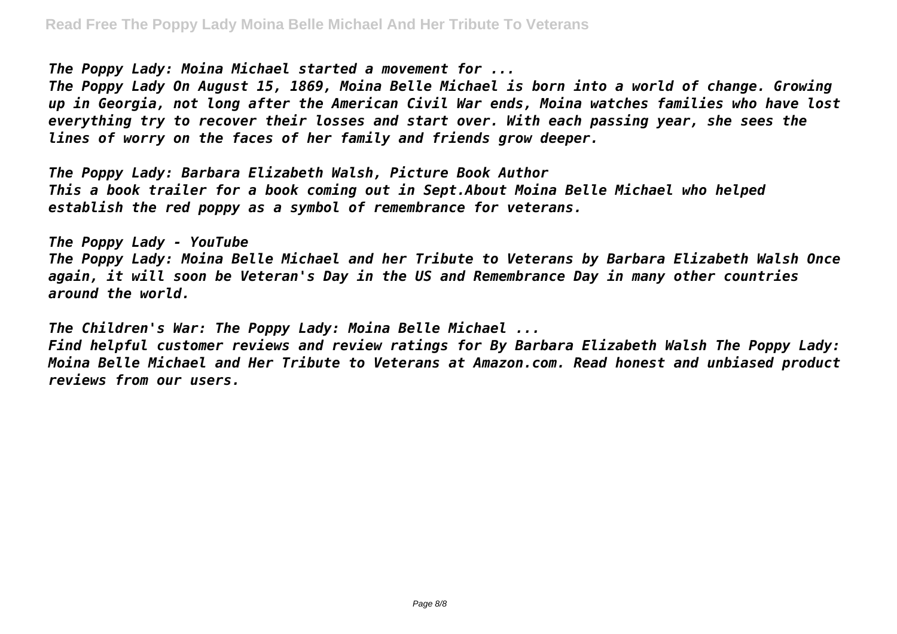***The Poppy Lady: Moina Michael started a movement for ...***

***The Poppy Lady On August 15, 1869, Moina Belle Michael is born into a world of change. Growing up in Georgia, not long after the American Civil War ends, Moina watches families who have lost everything try to recover their losses and start over. With each passing year, she sees the lines of worry on the faces of her family and friends grow deeper.***

***The Poppy Lady: Barbara Elizabeth Walsh, Picture Book Author***

***This a book trailer for a book coming out in Sept.About Moina Belle Michael who helped establish the red poppy as a symbol of remembrance for veterans.***

***The Poppy Lady - YouTube***

***The Poppy Lady: Moina Belle Michael and her Tribute to Veterans by Barbara Elizabeth Walsh Once again, it will soon be Veteran's Day in the US and Remembrance Day in many other countries around the world.***

***The Children's War: The Poppy Lady: Moina Belle Michael ...***

***Find helpful customer reviews and review ratings for By Barbara Elizabeth Walsh The Poppy Lady: Moina Belle Michael and Her Tribute to Veterans at Amazon.com. Read honest and unbiased product reviews from our users.***